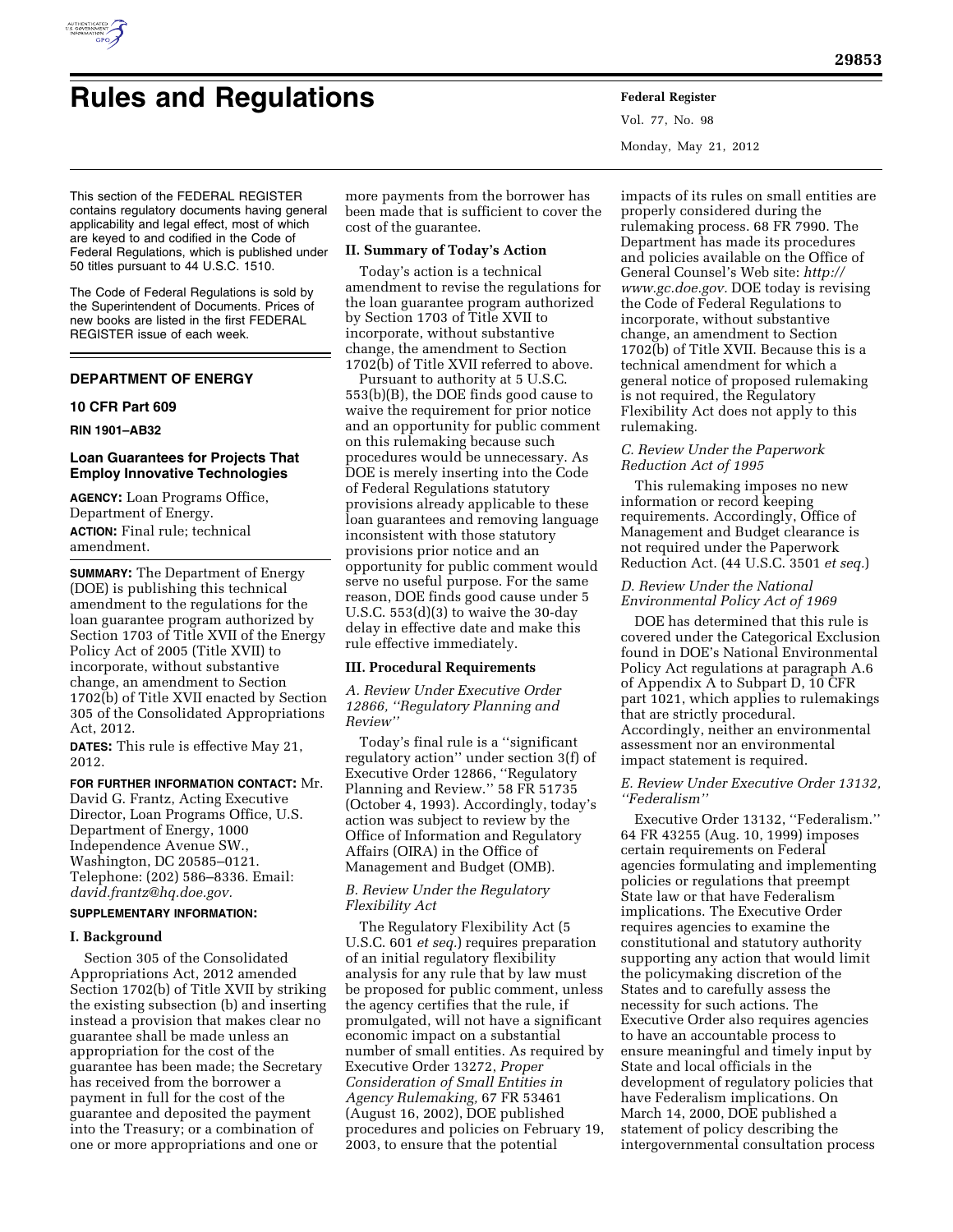# Rules and Regulations

This section of the FEDERAL REGISTER contains regulatory documents having general applicability and legal effect, most of which are keyed to and codified in the Code of Federal Regulations, which is published under 50 titles pursuant to 44 U.S.C. 1510.

The Code of Federal Regulations is sold by the Superintendent of Documents. Prices of new books are listed in the first FEDERAL REGISTER issue of each week.

## DEPARTMENT OF ENERGY

### 10 CFR Part 609

**RIN 1901–AB32**

### Loan Guarantees for Projects That Employ Innovative Technologies

**AGENCY:** Loan Programs Office, Department of Energy.

**ACTION:** Final rule; technical amendment.

**SUMMARY:** The Department of Energy (DOE) is publishing this technical amendment to the regulations for the loan guarantee program authorized by Section 1703 of Title XVII of the Energy Policy Act of 2005 (Title XVII) to incorporate, without substantive change, an amendment to Section 1702(b) of Title XVII enacted by Section 305 of the Consolidated Appropriations Act, 2012.

**DATES:** This rule is effective May 21, 2012.

**FOR FURTHER INFORMATION CONTACT:** Mr. David G. Frantz, Acting Executive Director, Loan Programs Office, U.S. Department of Energy, 1000 Independence Avenue SW., Washington, DC 20585–0121. Telephone: (202) 586–8336. Email: *david.frantz@hq.doe.gov.*

**SUPPLEMENTARY INFORMATION:**

**I. Background**

Section 305 of the Consolidated Appropriations Act, 2012 amended Section 1702(b) of Title XVII by striking the existing subsection (b) and inserting instead a provision that makes clear no guarantee shall be made unless an appropriation for the cost of the guarantee has been made; the Secretary has received from the borrower a payment in full for the cost of the guarantee and deposited the payment into the Treasury; or a combination of one or more appropriations and one or more payments from the borrower has been made that is sufficient to cover the cost of the guarantee.

**II. Summary of Today's Action**

Today's action is a technical amendment to revise the regulations for the loan guarantee program authorized by Section 1703 of Title XVII to incorporate, without substantive change, the amendment to Section 1702(b) of Title XVII referred to above.

Pursuant to authority at 5 U.S.C. 553(b)(B), the DOE finds good cause to waive the requirement for prior notice and an opportunity for public comment on this rulemaking because such procedures would be unnecessary. As DOE is merely inserting into the Code of Federal Regulations statutory provisions already applicable to these loan guarantees and removing language inconsistent with those statutory provisions prior notice and an opportunity for public comment would serve no useful purpose. For the same reason, DOE finds good cause under 5 U.S.C. 553(d)(3) to waive the 30-day delay in effective date and make this rule effective immediately.

**III. Procedural Requirements**

*A. Review Under Executive Order 12866, ''Regulatory Planning and Review''*

Today's final rule is a ''significant regulatory action'' under section 3(f) of Executive Order 12866, ''Regulatory Planning and Review.'' 58 FR 51735 (October 4, 1993). Accordingly, today's action was subject to review by the Office of Information and Regulatory Affairs (OIRA) in the Office of Management and Budget (OMB).

*B. Review Under the Regulatory Flexibility Act*

The Regulatory Flexibility Act (5 U.S.C. 601 *et seq.*) requires preparation of an initial regulatory flexibility analysis for any rule that by law must be proposed for public comment, unless the agency certifies that the rule, if promulgated, will not have a significant economic impact on a substantial number of small entities. As required by Executive Order 13272, *Proper Consideration of Small Entities in Agency Rulemaking,* 67 FR 53461 (August 16, 2002), DOE published procedures and policies on February 19, 2003, to ensure that the potential impacts of its rules on small entities are properly considered during the rulemaking process. 68 FR 7990. The Department has made its procedures and policies available on the Office of General Counsel's Web site: *http://www.gc.doe.gov.* DOE today is revising the Code of Federal Regulations to incorporate, without substantive change, an amendment to Section 1702(b) of Title XVII. Because this is a technical amendment for which a general notice of proposed rulemaking is not required, the Regulatory Flexibility Act does not apply to this rulemaking.

*C. Review Under the Paperwork Reduction Act of 1995*

This rulemaking imposes no new information or record keeping requirements. Accordingly, Office of Management and Budget clearance is not required under the Paperwork Reduction Act. (44 U.S.C. 3501 *et seq.*)

*D. Review Under the National Environmental Policy Act of 1969*

DOE has determined that this rule is covered under the Categorical Exclusion found in DOE's National Environmental Policy Act regulations at paragraph A.6 of Appendix A to Subpart D, 10 CFR part 1021, which applies to rulemakings that are strictly procedural. Accordingly, neither an environmental assessment nor an environmental impact statement is required.

*E. Review Under Executive Order 13132, ''Federalism''*

Executive Order 13132, ''Federalism.'' 64 FR 43255 (Aug. 10, 1999) imposes certain requirements on Federal agencies formulating and implementing policies or regulations that preempt State law or that have Federalism implications. The Executive Order requires agencies to examine the constitutional and statutory authority supporting any action that would limit the policymaking discretion of the States and to carefully assess the necessity for such actions. The Executive Order also requires agencies to have an accountable process to ensure meaningful and timely input by State and local officials in the development of regulatory policies that have Federalism implications. On March 14, 2000, DOE published a statement of policy describing the intergovernmental consultation process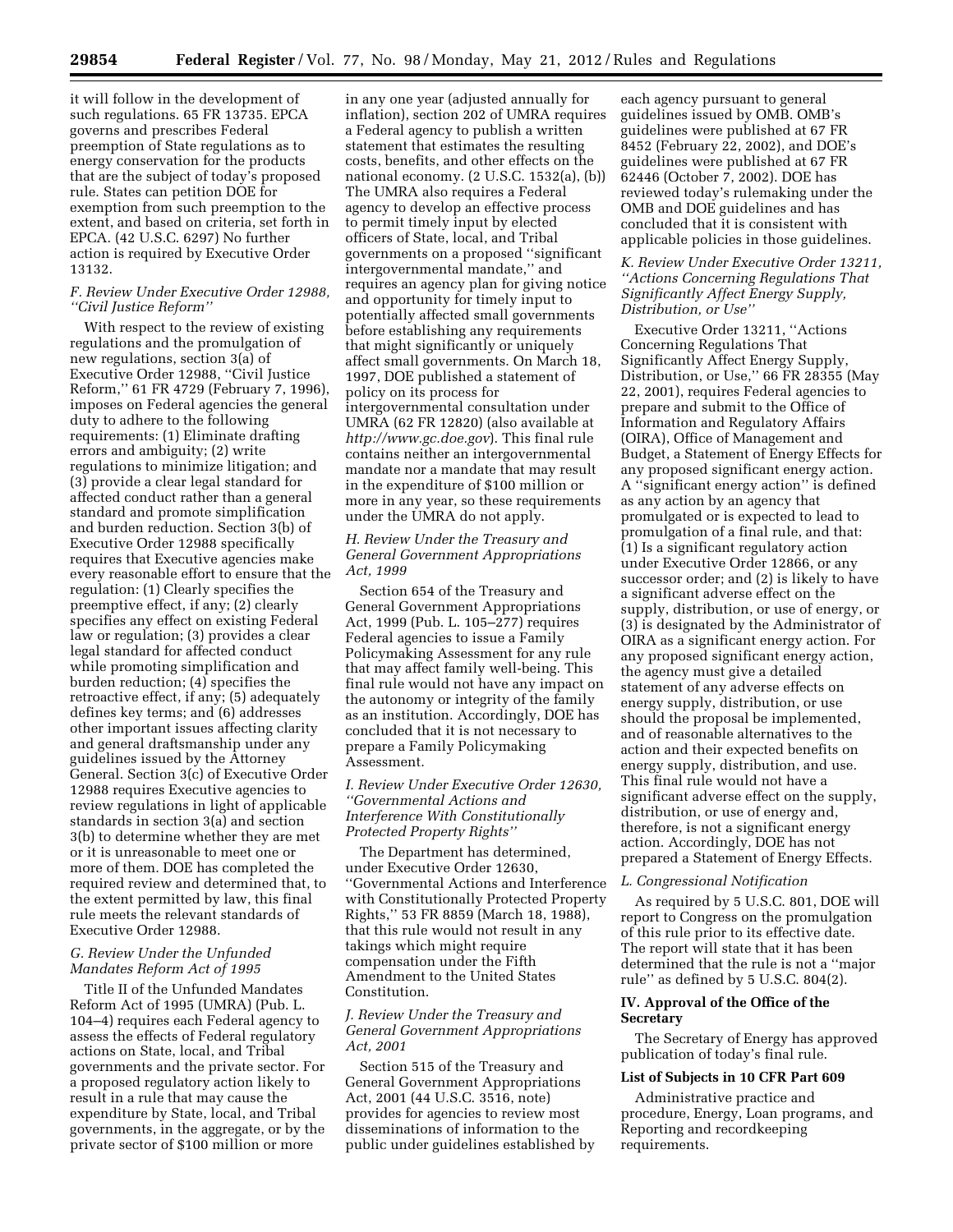it will follow in the development of such regulations. 65 FR 13735. EPCA governs and prescribes Federal preemption of State regulations as to energy conservation for the products that are the subject of today's proposed rule. States can petition DOE for exemption from such preemption to the extent, and based on criteria, set forth in EPCA. (42 U.S.C. 6297) No further action is required by Executive Order 13132.

### *F. Review Under Executive Order 12988, ''Civil Justice Reform''*

With respect to the review of existing regulations and the promulgation of new regulations, section 3(a) of Executive Order 12988, ''Civil Justice Reform,'' 61 FR 4729 (February 7, 1996), imposes on Federal agencies the general duty to adhere to the following requirements: (1) Eliminate drafting errors and ambiguity; (2) write regulations to minimize litigation; and (3) provide a clear legal standard for affected conduct rather than a general standard and promote simplification and burden reduction. Section 3(b) of Executive Order 12988 specifically requires that Executive agencies make every reasonable effort to ensure that the regulation: (1) Clearly specifies the preemptive effect, if any; (2) clearly specifies any effect on existing Federal law or regulation; (3) provides a clear legal standard for affected conduct while promoting simplification and burden reduction; (4) specifies the retroactive effect, if any; (5) adequately defines key terms; and (6) addresses other important issues affecting clarity and general draftsmanship under any guidelines issued by the Attorney General. Section 3(c) of Executive Order 12988 requires Executive agencies to review regulations in light of applicable standards in section 3(a) and section 3(b) to determine whether they are met or it is unreasonable to meet one or more of them. DOE has completed the required review and determined that, to the extent permitted by law, this final rule meets the relevant standards of Executive Order 12988.

### *G. Review Under the Unfunded Mandates Reform Act of 1995*

Title II of the Unfunded Mandates Reform Act of 1995 (UMRA) (Pub. L. 104–4) requires each Federal agency to assess the effects of Federal regulatory actions on State, local, and Tribal governments and the private sector. For a proposed regulatory action likely to result in a rule that may cause the expenditure by State, local, and Tribal governments, in the aggregate, or by the private sector of $100 million or more in any one year (adjusted annually for inflation), section 202 of UMRA requires a Federal agency to publish a written statement that estimates the resulting costs, benefits, and other effects on the national economy. (2 U.S.C. 1532(a), (b)) The UMRA also requires a Federal agency to develop an effective process to permit timely input by elected officers of State, local, and Tribal governments on a proposed ''significant intergovernmental mandate,'' and requires an agency plan for giving notice and opportunity for timely input to potentially affected small governments before establishing any requirements that might significantly or uniquely affect small governments. On March 18, 1997, DOE published a statement of policy on its process for intergovernmental consultation under UMRA (62 FR 12820) (also available at *http://www.gc.doe.gov*). This final rule contains neither an intergovernmental mandate nor a mandate that may result in the expenditure of $100 million or more in any year, so these requirements under the UMRA do not apply.

### *H. Review Under the Treasury and General Government Appropriations Act, 1999*

Section 654 of the Treasury and General Government Appropriations Act, 1999 (Pub. L. 105–277) requires Federal agencies to issue a Family Policymaking Assessment for any rule that may affect family well-being. This final rule would not have any impact on the autonomy or integrity of the family as an institution. Accordingly, DOE has concluded that it is not necessary to prepare a Family Policymaking Assessment.

### *I. Review Under Executive Order 12630, ''Governmental Actions and Interference With Constitutionally Protected Property Rights''*

The Department has determined, under Executive Order 12630, ''Governmental Actions and Interference with Constitutionally Protected Property Rights,'' 53 FR 8859 (March 18, 1988), that this rule would not result in any takings which might require compensation under the Fifth Amendment to the United States Constitution.

### *J. Review Under the Treasury and General Government Appropriations Act, 2001*

Section 515 of the Treasury and General Government Appropriations Act, 2001 (44 U.S.C. 3516, note) provides for agencies to review most disseminations of information to the public under guidelines established by each agency pursuant to general guidelines issued by OMB. OMB's guidelines were published at 67 FR 8452 (February 22, 2002), and DOE's guidelines were published at 67 FR 62446 (October 7, 2002). DOE has reviewed today's rulemaking under the OMB and DOE guidelines and has concluded that it is consistent with applicable policies in those guidelines.

### *K. Review Under Executive Order 13211, ''Actions Concerning Regulations That Significantly Affect Energy Supply, Distribution, or Use''*

Executive Order 13211, ''Actions Concerning Regulations That Significantly Affect Energy Supply, Distribution, or Use,'' 66 FR 28355 (May 22, 2001), requires Federal agencies to prepare and submit to the Office of Information and Regulatory Affairs (OIRA), Office of Management and Budget, a Statement of Energy Effects for any proposed significant energy action. A ''significant energy action'' is defined as any action by an agency that promulgated or is expected to lead to promulgation of a final rule, and that: (1) Is a significant regulatory action under Executive Order 12866, or any successor order; and (2) is likely to have a significant adverse effect on the supply, distribution, or use of energy, or (3) is designated by the Administrator of OIRA as a significant energy action. For any proposed significant energy action, the agency must give a detailed statement of any adverse effects on energy supply, distribution, or use should the proposal be implemented, and of reasonable alternatives to the action and their expected benefits on energy supply, distribution, and use. This final rule would not have a significant adverse effect on the supply, distribution, or use of energy and, therefore, is not a significant energy action. Accordingly, DOE has not prepared a Statement of Energy Effects.

### *L. Congressional Notification*

As required by 5 U.S.C. 801, DOE will report to Congress on the promulgation of this rule prior to its effective date. The report will state that it has been determined that the rule is not a ''major rule'' as defined by 5 U.S.C. 804(2).

## IV. Approval of the Office of the Secretary

The Secretary of Energy has approved publication of today's final rule.

### List of Subjects in 10 CFR Part 609

Administrative practice and procedure, Energy, Loan programs, and Reporting and recordkeeping requirements.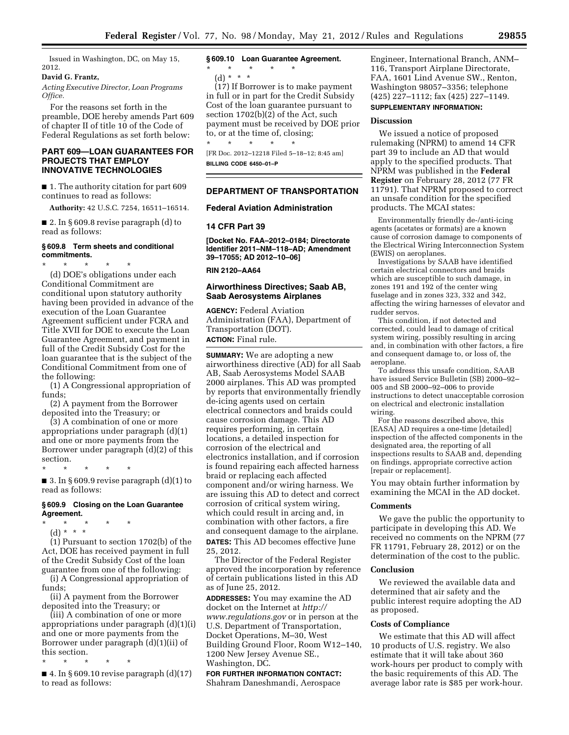Issued in Washington, DC, on May 15, 2012.

**David G. Frantz,**

*Acting Executive Director, Loan Programs Office.*

For the reasons set forth in the preamble, DOE hereby amends Part 609 of chapter II of title 10 of the Code of Federal Regulations as set forth below:

## PART 609—LOAN GUARANTEES FOR PROJECTS THAT EMPLOY INNOVATIVE TECHNOLOGIES

■ 1. The authority citation for part 609 continues to read as follows:

**Authority:** 42 U.S.C. 7254, 16511–16514.

■ 2. In § 609.8 revise paragraph (d) to read as follows:

### § 609.8 Term sheets and conditional commitments.

\* \* \* \* \*

(d) DOE's obligations under each Conditional Commitment are conditional upon statutory authority having been provided in advance of the execution of the Loan Guarantee Agreement sufficient under FCRA and Title XVII for DOE to execute the Loan Guarantee Agreement, and payment in full of the Credit Subsidy Cost for the loan guarantee that is the subject of the Conditional Commitment from one of the following:

(1) A Congressional appropriation of funds;

(2) A payment from the Borrower deposited into the Treasury; or

(3) A combination of one or more appropriations under paragraph (d)(1) and one or more payments from the Borrower under paragraph (d)(2) of this section.

\* \* \* \* \*

■ 3. In § 609.9 revise paragraph (d)(1) to read as follows:

### § 609.9 Closing on the Loan Guarantee Agreement.

\* \* \* \* \*

(d) \* \* \*

(1) Pursuant to section 1702(b) of the Act, DOE has received payment in full of the Credit Subsidy Cost of the loan guarantee from one of the following:

(i) A Congressional appropriation of funds;

(ii) A payment from the Borrower deposited into the Treasury; or

(iii) A combination of one or more appropriations under paragraph (d)(1)(i) and one or more payments from the Borrower under paragraph (d)(1)(ii) of this section.

\* \* \* \* \*

■ 4. In § 609.10 revise paragraph (d)(17) to read as follows:

### § 609.10 Loan Guarantee Agreement.

\* \* \* \* \*

(d) \* \* \*

(17) If Borrower is to make payment in full or in part for the Credit Subsidy Cost of the loan guarantee pursuant to section 1702(b)(2) of the Act, such payment must be received by DOE prior to, or at the time of, closing;

\* \* \* \* \*

[FR Doc. 2012–12218 Filed 5–18–12; 8:45 am]

**BILLING CODE 6450–01–P**

---

## DEPARTMENT OF TRANSPORTATION

### Federal Aviation Administration

### 14 CFR Part 39

**[Docket No. FAA–2012–0184; Directorate Identifier 2011–NM–118–AD; Amendment 39–17055; AD 2012–10–06]**

**RIN 2120–AA64**

## Airworthiness Directives; Saab AB, Saab Aerosystems Airplanes

**AGENCY:** Federal Aviation Administration (FAA), Department of Transportation (DOT).

**ACTION:** Final rule.

**SUMMARY:** We are adopting a new airworthiness directive (AD) for all Saab AB, Saab Aerosystems Model SAAB 2000 airplanes. This AD was prompted by reports that environmentally friendly de-icing agents used on certain electrical connectors and braids could cause corrosion damage. This AD requires performing, in certain locations, a detailed inspection for corrosion of the electrical and electronics installation, and if corrosion is found repairing each affected harness braid or replacing each affected component and/or wiring harness. We are issuing this AD to detect and correct corrosion of critical system wiring, which could result in arcing and, in combination with other factors, a fire and consequent damage to the airplane.

**DATES:** This AD becomes effective June 25, 2012.

The Director of the Federal Register approved the incorporation by reference of certain publications listed in this AD as of June 25, 2012.

**ADDRESSES:** You may examine the AD docket on the Internet at *http://www.regulations.gov* or in person at the U.S. Department of Transportation, Docket Operations, M–30, West Building Ground Floor, Room W12–140, 1200 New Jersey Avenue SE., Washington, DC.

**FOR FURTHER INFORMATION CONTACT:** Shahram Daneshmandi, Aerospace Engineer, International Branch, ANM–116, Transport Airplane Directorate, FAA, 1601 Lind Avenue SW., Renton, Washington 98057–3356; telephone (425) 227–1112; fax (425) 227–1149.

**SUPPLEMENTARY INFORMATION:**

### Discussion

We issued a notice of proposed rulemaking (NPRM) to amend 14 CFR part 39 to include an AD that would apply to the specified products. That NPRM was published in the **Federal Register** on February 28, 2012 (77 FR 11791). That NPRM proposed to correct an unsafe condition for the specified products. The MCAI states:

> Environmentally friendly de-/anti-icing agents (acetates or formats) are a known cause of corrosion damage to components of the Electrical Wiring Interconnection System (EWIS) on aeroplanes.
>
> Investigations by SAAB have identified certain electrical connectors and braids which are susceptible to such damage, in zones 191 and 192 of the center wing fuselage and in zones 323, 332 and 342, affecting the wiring harnesses of elevator and rudder servos.
>
> This condition, if not detected and corrected, could lead to damage of critical system wiring, possibly resulting in arcing and, in combination with other factors, a fire and consequent damage to, or loss of, the aeroplane.
>
> To address this unsafe condition, SAAB have issued Service Bulletin (SB) 2000–92–005 and SB 2000–92–006 to provide instructions to detect unacceptable corrosion on electrical and electronic installation wiring.
>
> For the reasons described above, this [EASA] AD requires a one-time [detailed] inspection of the affected components in the designated area, the reporting of all inspections results to SAAB and, depending on findings, appropriate corrective action [repair or replacement].

You may obtain further information by examining the MCAI in the AD docket.

### Comments

We gave the public the opportunity to participate in developing this AD. We received no comments on the NPRM (77 FR 11791, February 28, 2012) or on the determination of the cost to the public.

### Conclusion

We reviewed the available data and determined that air safety and the public interest require adopting the AD as proposed.

### Costs of Compliance

We estimate that this AD will affect 10 products of U.S. registry. We also estimate that it will take about 360 work-hours per product to comply with the basic requirements of this AD. The average labor rate is $85 per work-hour.